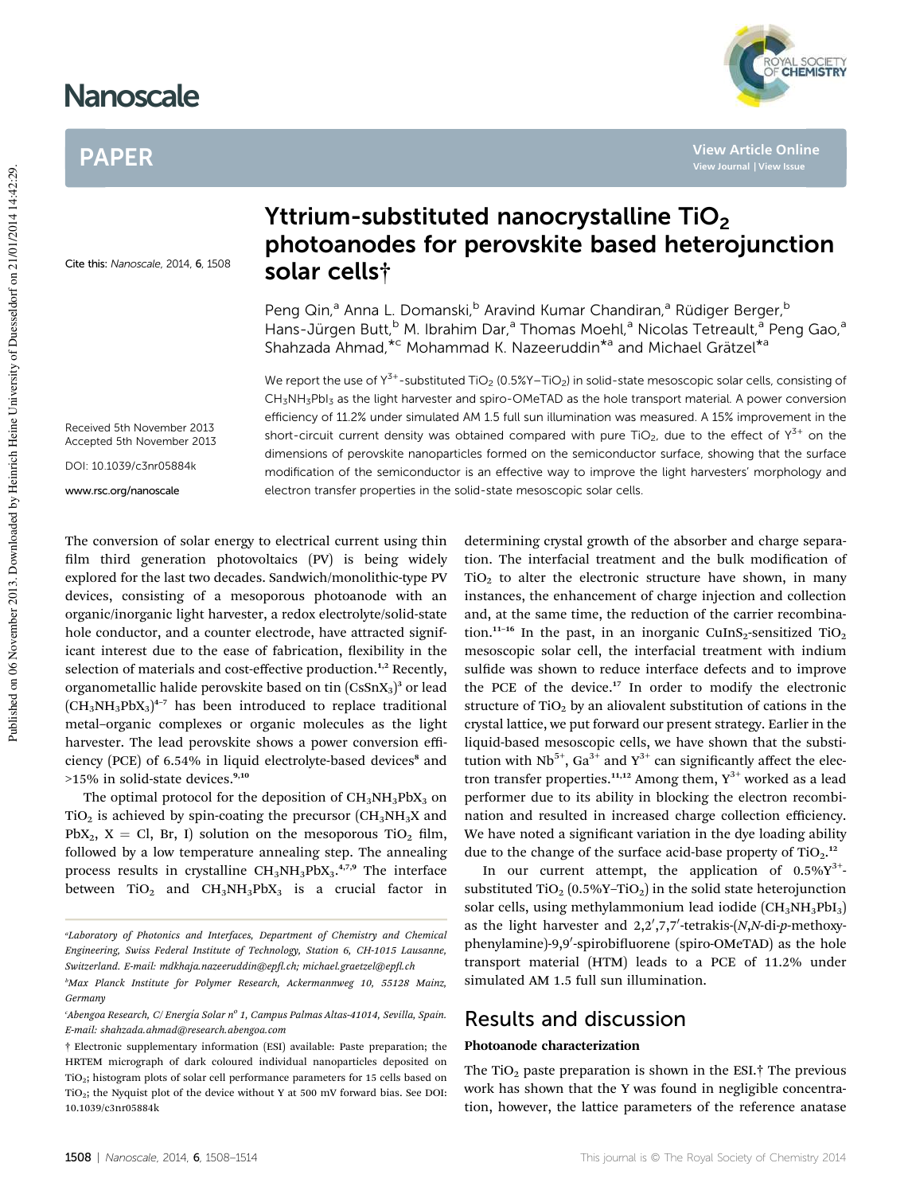# Yttrium-substituted nanocrystalline $TiO_2$ photoanodes for perovskite based heterojunction solar cells†

Peng Qin,[a] Anna L. Domanski,[b] Aravind Kumar Chandiran,[a] Rüdiger Berger,[b] Hans-Jürgen Butt,[b] M. Ibrahim Dar,[a] Thomas Moehl,[a] Nicolas Tetreault,[a] Peng Gao,[a] Shahzada Ahmad,*[c] Mohammad K. Nazeeruddin*[a] and Michael Grätzel*[a]

Cite this: Nanoscale, 2014, 6, 1508

Received 5th November 2013
Accepted 5th November 2013

DOI: 10.1039/c3nr05884k

www.rsc.org/nanoscale

We report the use of $Y^{3+}$-substituted $TiO_2$ (0.5%Y–$TiO_2$) in solid-state mesoscopic solar cells, consisting of $CH_3NH_3PbI_3$ as the light harvester and spiro-OMeTAD as the hole transport material. A power conversion efficiency of 11.2% under simulated AM 1.5 full sun illumination was measured. A 15% improvement in the short-circuit current density was obtained compared with pure $TiO_2$, due to the effect of $Y^{3+}$ on the dimensions of perovskite nanoparticles formed on the semiconductor surface, showing that the surface modification of the semiconductor is an effective way to improve the light harvesters' morphology and electron transfer properties in the solid-state mesoscopic solar cells.

The conversion of solar energy to electrical current using thin film third generation photovoltaics (PV) is being widely explored for the last two decades. Sandwich/monolithic-type PV devices, consisting of a mesoporous photoanode with an organic/inorganic light harvester, a redox electrolyte/solid-state hole conductor, and a counter electrode, have attracted significant interest due to the ease of fabrication, flexibility in the selection of materials and cost-effective production.[1,2] Recently, organometallic halide perovskite based on tin ($CsSnX_3$)[3] or lead ($CH_3NH_3PbX_3$)[4–7] has been introduced to replace traditional metal–organic complexes or organic molecules as the light harvester. The lead perovskite shows a power conversion efficiency (PCE) of 6.54% in liquid electrolyte-based devices[8] and >15% in solid-state devices.[9,10]

The optimal protocol for the deposition of $CH_3NH_3PbX_3$ on $TiO_2$ is achieved by spin-coating the precursor ($CH_3NH_3X$ and $PbX_2$, X = Cl, Br, I) solution on the mesoporous $TiO_2$ film, followed by a low temperature annealing step. The annealing process results in crystalline $CH_3NH_3PbX_3$.[4,7,9] The interface between $TiO_2$ and $CH_3NH_3PbX_3$ is a crucial factor in determining crystal growth of the absorber and charge separation. The interfacial treatment and the bulk modification of $TiO_2$ to alter the electronic structure have shown, in many instances, the enhancement of charge injection and collection and, at the same time, the reduction of the carrier recombination.[11–16] In the past, in an inorganic $CuInS_2$-sensitized $TiO_2$ mesoscopic solar cell, the interfacial treatment with indium sulfide was shown to reduce interface defects and to improve the PCE of the device.[17] In order to modify the electronic structure of $TiO_2$ by an aliovalent substitution of cations in the crystal lattice, we put forward our present strategy. Earlier in the liquid-based mesoscopic cells, we have shown that the substitution with $Nb^{5+}$, $Ga^{3+}$ and $Y^{3+}$ can significantly affect the electron transfer properties.[11,12] Among them, $Y^{3+}$ worked as a lead performer due to its ability in blocking the electron recombination and resulted in increased charge collection efficiency. We have noted a significant variation in the dye loading ability due to the change of the surface acid-base property of $TiO_2$.[12]

In our current attempt, the application of 0.5%$Y^{3+}$-substituted $TiO_2$ (0.5%Y–$TiO_2$) in the solid state heterojunction solar cells, using methylammonium lead iodide ($CH_3NH_3PbI_3$) as the light harvester and 2,2′,7,7′-tetrakis-(*N*,*N*-di-*p*-methoxyphenylamine)-9,9′-spirobifluorene (spiro-OMeTAD) as the hole transport material (HTM) leads to a PCE of 11.2% under simulated AM 1.5 full sun illumination.

## Results and discussion

### Photoanode characterization

The $TiO_2$ paste preparation is shown in the ESI.† The previous work has shown that the Y was found in negligible concentration, however, the lattice parameters of the reference anatase

[a] Laboratory of Photonics and Interfaces, Department of Chemistry and Chemical Engineering, Swiss Federal Institute of Technology, Station 6, CH-1015 Lausanne, Switzerland. E-mail: mdkhaja.nazeeruddin@epfl.ch; michael.graetzel@epfl.ch

[b] Max Planck Institute for Polymer Research, Ackermannweg 10, 55128 Mainz, Germany

[c] Abengoa Research, C/ Energía Solar nº 1, Campus Palmas Altas-41014, Sevilla, Spain. E-mail: shahzada.ahmad@research.abengoa.com

† Electronic supplementary information (ESI) available: Paste preparation; the HRTEM micrograph of dark coloured individual nanoparticles deposited on $TiO_2$; histogram plots of solar cell performance parameters for 15 cells based on $TiO_2$; the Nyquist plot of the device without Y at 500 mV forward bias. See DOI: 10.1039/c3nr05884k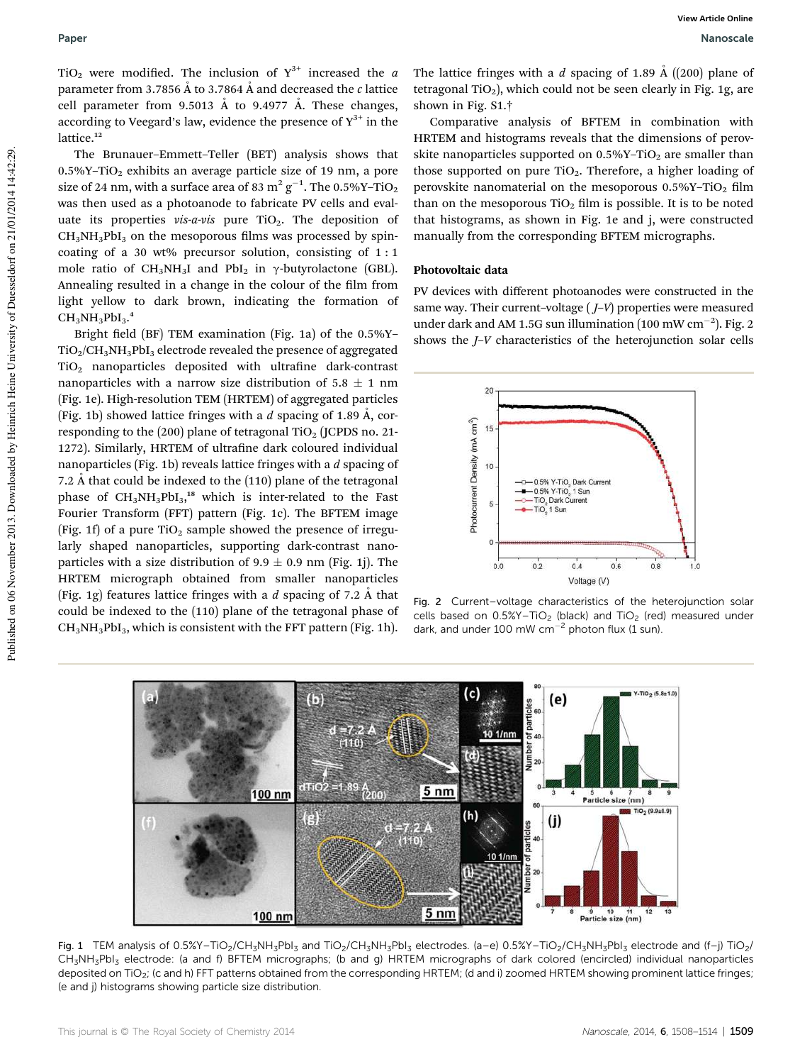$TiO_2$ were modified. The inclusion of $Y^{3+}$ increased the *a* parameter from 3.7856 Å to 3.7864 Å and decreased the *c* lattice cell parameter from 9.5013 Å to 9.4977 Å. These changes, according to Veegard's law, evidence the presence of $Y^{3+}$ in the lattice.[12]

The Brunauer–Emmett–Teller (BET) analysis shows that 0.5%Y–$TiO_2$ exhibits an average particle size of 19 nm, a pore size of 24 nm, with a surface area of 83 $m^2\ g^{-1}$. The 0.5%Y–$TiO_2$ was then used as a photoanode to fabricate PV cells and evaluate its properties *vis-a-vis* pure $TiO_2$. The deposition of $CH_3NH_3PbI_3$ on the mesoporous films was processed by spin-coating of a 30 wt% precursor solution, consisting of 1 : 1 mole ratio of $CH_3NH_3I$ and $PbI_2$ in γ-butyrolactone (GBL). Annealing resulted in a change in the colour of the film from light yellow to dark brown, indicating the formation of $CH_3NH_3PbI_3$.[4]

Bright field (BF) TEM examination (Fig. 1a) of the 0.5%Y–$TiO_2$/$CH_3NH_3PbI_3$ electrode revealed the presence of aggregated $TiO_2$ nanoparticles deposited with ultrafine dark-contrast nanoparticles with a narrow size distribution of 5.8 ± 1 nm (Fig. 1e). High-resolution TEM (HRTEM) of aggregated particles (Fig. 1b) showed lattice fringes with a *d* spacing of 1.89 Å, corresponding to the (200) plane of tetragonal $TiO_2$ (JCPDS no. 21-1272). Similarly, HRTEM of ultrafine dark coloured individual nanoparticles (Fig. 1b) reveals lattice fringes with a *d* spacing of 7.2 Å that could be indexed to the (110) plane of the tetragonal phase of $CH_3NH_3PbI_3$,[18] which is inter-related to the Fast Fourier Transform (FFT) pattern (Fig. 1c). The BFTEM image (Fig. 1f) of a pure $TiO_2$ sample showed the presence of irregularly shaped nanoparticles, supporting dark-contrast nanoparticles with a size distribution of 9.9 ± 0.9 nm (Fig. 1j). The HRTEM micrograph obtained from smaller nanoparticles (Fig. 1g) features lattice fringes with a *d* spacing of 7.2 Å that could be indexed to the (110) plane of the tetragonal phase of $CH_3NH_3PbI_3$, which is consistent with the FFT pattern (Fig. 1h). The lattice fringes with a *d* spacing of 1.89 Å ((200) plane of tetragonal $TiO_2$), which could not be seen clearly in Fig. 1g, are shown in Fig. S1.†

Comparative analysis of BFTEM in combination with HRTEM and histograms reveals that the dimensions of perovskite nanoparticles supported on 0.5%Y–$TiO_2$ are smaller than those supported on pure $TiO_2$. Therefore, a higher loading of perovskite nanomaterial on the mesoporous 0.5%Y–$TiO_2$ film than on the mesoporous $TiO_2$ film is possible. It is to be noted that histograms, as shown in Fig. 1e and j, were constructed manually from the corresponding BFTEM micrographs.

### Photovoltaic data

PV devices with different photoanodes were constructed in the same way. Their current–voltage (*J*–*V*) properties were measured under dark and AM 1.5G sun illumination (100 mW $cm^{-2}$). Fig. 2 shows the *J*–*V* characteristics of the heterojunction solar cells

Fig. 2 Current–voltage characteristics of the heterojunction solar cells based on 0.5%Y–$TiO_2$ (black) and $TiO_2$ (red) measured under dark, and under 100 mW $cm^{-2}$ photon flux (1 sun).

Fig. 1 TEM analysis of 0.5%Y–$TiO_2$/$CH_3NH_3PbI_3$ and $TiO_2$/$CH_3NH_3PbI_3$ electrodes. (a–e) 0.5%Y–$TiO_2$/$CH_3NH_3PbI_3$ electrode and (f–j) $TiO_2$/$CH_3NH_3PbI_3$ electrode: (a and f) BFTEM micrographs; (b and g) HRTEM micrographs of dark colored (encircled) individual nanoparticles deposited on $TiO_2$; (c and h) FFT patterns obtained from the corresponding HRTEM; (d and i) zoomed HRTEM showing prominent lattice fringes; (e and j) histograms showing particle size distribution.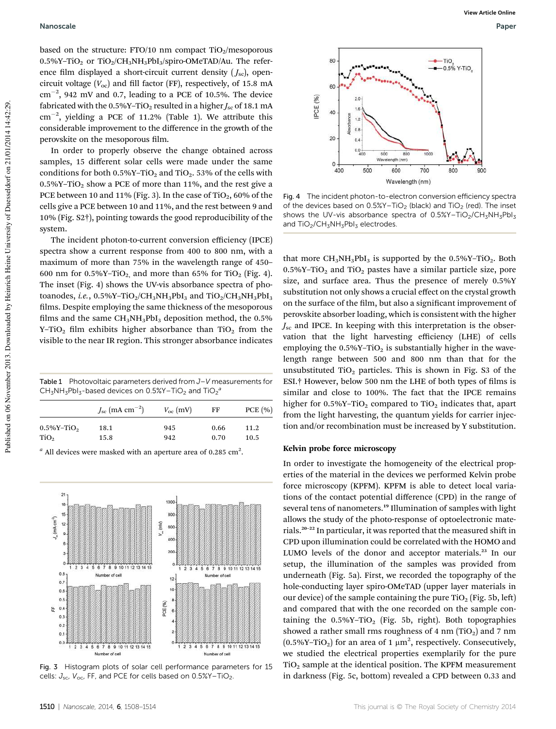based on the structure: FTO/10 nm compact $TiO_2$/mesoporous 0.5%Y–$TiO_2$ or $TiO_2$/$CH_3NH_3PbI_3$/spiro-OMeTAD/Au. The reference film displayed a short-circuit current density ($J_{sc}$), open-circuit voltage ($V_{oc}$) and fill factor (FF), respectively, of 15.8 mA $cm^{-2}$, 942 mV and 0.7, leading to a PCE of 10.5%. The device fabricated with the 0.5%Y–$TiO_2$ resulted in a higher $J_{sc}$ of 18.1 mA $cm^{-2}$, yielding a PCE of 11.2% (Table 1). We attribute this considerable improvement to the difference in the growth of the perovskite on the mesoporous film.

In order to properly observe the change obtained across samples, 15 different solar cells were made under the same conditions for both 0.5%Y–$TiO_2$ and $TiO_2$. 53% of the cells with 0.5%Y–$TiO_2$ show a PCE of more than 11%, and the rest give a PCE between 10 and 11% (Fig. 3). In the case of $TiO_2$, 60% of the cells give a PCE between 10 and 11%, and the rest between 9 and 10% (Fig. S2†), pointing towards the good reproducibility of the system.

The incident photon-to-current conversion efficiency (IPCE) spectra show a current response from 400 to 800 nm, with a maximum of more than 75% in the wavelength range of 450–600 nm for 0.5%Y–$TiO_2$, and more than 65% for $TiO_2$ (Fig. 4). The inset (Fig. 4) shows the UV-vis absorbance spectra of photoanodes, *i.e.*, 0.5%Y–$TiO_2$/$CH_3NH_3PbI_3$ and $TiO_2$/$CH_3NH_3PbI_3$ films. Despite employing the same thickness of the mesoporous films and the same $CH_3NH_3PbI_3$ deposition method, the 0.5% Y–$TiO_2$ film exhibits higher absorbance than $TiO_2$ from the visible to the near IR region. This stronger absorbance indicates

Table 1 Photovoltaic parameters derived from $J$–$V$ measurements for $CH_3NH_3PbI_3$-based devices on 0.5%Y–$TiO_2$ and $TiO_2$[a]

| | $J_{sc}$ (mA $cm^{-2}$) | $V_{oc}$ (mV) | FF | PCE (%) |
|---|---|---|---|---|
| 0.5%Y–$TiO_2$ | 18.1 | 945 | 0.66 | 11.2 |
| $TiO_2$ | 15.8 | 942 | 0.70 | 10.5 |

[a] All devices were masked with an aperture area of 0.285 $cm^2$.

Fig. 3 Histogram plots of solar cell performance parameters for 15 cells: $J_{sc}$, $V_{oc}$, FF, and PCE for cells based on 0.5%Y–$TiO_2$.

Fig. 4 The incident photon-to-electron conversion efficiency spectra of the devices based on 0.5%Y–$TiO_2$ (black) and $TiO_2$ (red). The inset shows the UV-vis absorbance spectra of 0.5%Y–$TiO_2$/$CH_3NH_3PbI_3$ and $TiO_2$/$CH_3NH_3PbI_3$ electrodes.

that more $CH_3NH_3PbI_3$ is supported by the 0.5%Y–$TiO_2$. Both 0.5%Y–$TiO_2$ and $TiO_2$ pastes have a similar particle size, pore size, and surface area. Thus the presence of merely 0.5%Y substitution not only shows a crucial effect on the crystal growth on the surface of the film, but also a significant improvement of perovskite absorber loading, which is consistent with the higher $J_{sc}$ and IPCE. In keeping with this interpretation is the observation that the light harvesting efficiency (LHE) of cells employing the 0.5%Y–$TiO_2$ is substantially higher in the wavelength range between 500 and 800 nm than that for the unsubstituted $TiO_2$ particles. This is shown in Fig. S3 of the ESI.† However, below 500 nm the LHE of both types of films is similar and close to 100%. The fact that the IPCE remains higher for 0.5%Y–$TiO_2$ compared to $TiO_2$ indicates that, apart from the light harvesting, the quantum yields for carrier injection and/or recombination must be increased by Y substitution.

### Kelvin probe force microscopy

In order to investigate the homogeneity of the electrical properties of the material in the devices we performed Kelvin probe force microscopy (KPFM). KPFM is able to detect local variations of the contact potential difference (CPD) in the range of several tens of nanometers.[19] Illumination of samples with light allows the study of the photo-response of optoelectronic materials.[20–22] In particular, it was reported that the measured shift in CPD upon illumination could be correlated with the HOMO and LUMO levels of the donor and acceptor materials.[23] In our setup, the illumination of the samples was provided from underneath (Fig. 5a). First, we recorded the topography of the hole-conducting layer spiro-OMeTAD (upper layer materials in our device) of the sample containing the pure $TiO_2$ (Fig. 5b, left) and compared that with the one recorded on the sample containing the 0.5%Y–$TiO_2$ (Fig. 5b, right). Both topographies showed a rather small rms roughness of 4 nm ($TiO_2$) and 7 nm (0.5%Y–$TiO_2$) for an area of 1 $\mu m^2$, respectively. Consecutively, we studied the electrical properties exemplarily for the pure $TiO_2$ sample at the identical position. The KPFM measurement in darkness (Fig. 5c, bottom) revealed a CPD between 0.33 and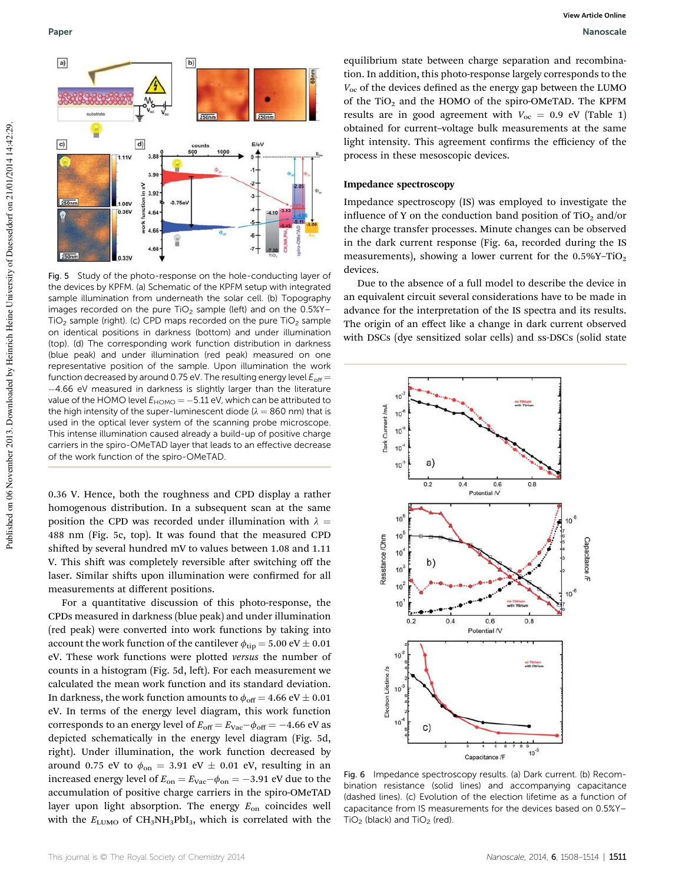Fig. 5 Study of the photo-response on the hole-conducting layer of the devices by KPFM. (a) Schematic of the KPFM setup with integrated sample illumination from underneath the solar cell. (b) Topography images recorded on the pure $TiO_2$ sample (left) and on the 0.5%Y–$TiO_2$ sample (right). (c) CPD maps recorded on the pure $TiO_2$ sample on identical positions in darkness (bottom) and under illumination (top). (d) The corresponding work function distribution in darkness (blue peak) and under illumination (red peak) measured on one representative position of the sample. Upon illumination the work function decreased by around 0.75 eV. The resulting energy level $E_{off} = -4.66$ eV measured in darkness is slightly larger than the literature value of the HOMO level $E_{HOMO} = -5.11$ eV, which can be attributed to the high intensity of the super-luminescent diode ($\lambda = 860$ nm) that is used in the optical lever system of the scanning probe microscope. This intense illumination caused already a build-up of positive charge carriers in the spiro-OMeTAD layer that leads to an effective decrease of the work function of the spiro-OMeTAD.

0.36 V. Hence, both the roughness and CPD display a rather homogenous distribution. In a subsequent scan at the same position the CPD was recorded under illumination with $\lambda = 488$ nm (Fig. 5c, top). It was found that the measured CPD shifted by several hundred mV to values between 1.08 and 1.11 V. This shift was completely reversible after switching off the laser. Similar shifts upon illumination were confirmed for all measurements at different positions.

For a quantitative discussion of this photo-response, the CPDs measured in darkness (blue peak) and under illumination (red peak) were converted into work functions by taking into account the work function of the cantilever $\phi_{tip} = 5.00$ eV $\pm$ 0.01 eV. These work functions were plotted *versus* the number of counts in a histogram (Fig. 5d, left). For each measurement we calculated the mean work function and its standard deviation. In darkness, the work function amounts to $\phi_{off} = 4.66$ eV $\pm$ 0.01 eV. In terms of the energy level diagram, this work function corresponds to an energy level of $E_{off} = E_{Vac} - \phi_{off} = -4.66$ eV as depicted schematically in the energy level diagram (Fig. 5d, right). Under illumination, the work function decreased by around 0.75 eV to $\phi_{on} = 3.91$ eV $\pm$ 0.01 eV, resulting in an increased energy level of $E_{on} = E_{Vac} - \phi_{on} = -3.91$ eV due to the accumulation of positive charge carriers in the spiro-OMeTAD layer upon light absorption. The energy $E_{on}$ coincides well with the $E_{LUMO}$ of $CH_3NH_3PbI_3$, which is correlated with the equilibrium state between charge separation and recombination. In addition, this photo-response largely corresponds to the $V_{oc}$ of the devices defined as the energy gap between the LUMO of the $TiO_2$ and the HOMO of the spiro-OMeTAD. The KPFM results are in good agreement with $V_{oc} = 0.9$ eV (Table 1) obtained for current–voltage bulk measurements at the same light intensity. This agreement confirms the efficiency of the process in these mesoscopic devices.

### Impedance spectroscopy

Impedance spectroscopy (IS) was employed to investigate the influence of Y on the conduction band position of $TiO_2$ and/or the charge transfer processes. Minute changes can be observed in the dark current response (Fig. 6a, recorded during the IS measurements), showing a lower current for the 0.5%Y–$TiO_2$ devices.

Due to the absence of a full model to describe the device in an equivalent circuit several considerations have to be made in advance for the interpretation of the IS spectra and its results. The origin of an effect like a change in dark current observed with DSCs (dye sensitized solar cells) and ss-DSCs (solid state

Fig. 6 Impedance spectroscopy results. (a) Dark current. (b) Recombination resistance (solid lines) and accompanying capacitance (dashed lines). (c) Evolution of the election lifetime as a function of capacitance from IS measurements for the devices based on 0.5%Y–$TiO_2$ (black) and $TiO_2$ (red).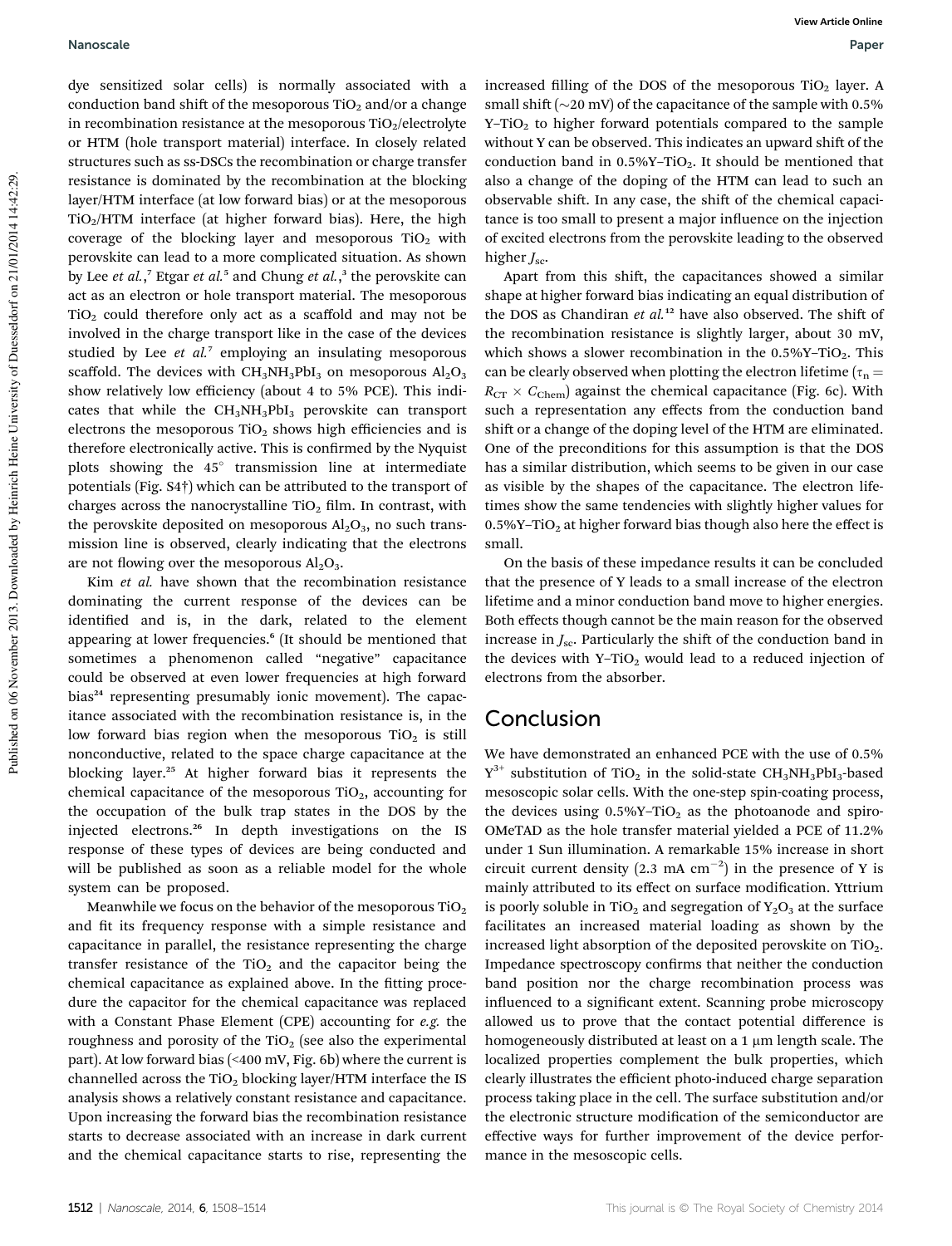dye sensitized solar cells) is normally associated with a conduction band shift of the mesoporous $TiO_2$ and/or a change in recombination resistance at the mesoporous $TiO_2$/electrolyte or HTM (hole transport material) interface. In closely related structures such as ss-DSCs the recombination or charge transfer resistance is dominated by the recombination at the blocking layer/HTM interface (at low forward bias) or at the mesoporous $TiO_2$/HTM interface (at higher forward bias). Here, the high coverage of the blocking layer and mesoporous $TiO_2$ with perovskite can lead to a more complicated situation. As shown by Lee *et al.*,[7] Etgar *et al.*[5] and Chung *et al.*,[3] the perovskite can act as an electron or hole transport material. The mesoporous $TiO_2$ could therefore only act as a scaffold and may not be involved in the charge transport like in the case of the devices studied by Lee *et al.*[7] employing an insulating mesoporous scaffold. The devices with $CH_3NH_3PbI_3$ on mesoporous $Al_2O_3$ show relatively low efficiency (about 4 to 5% PCE). This indicates that while the $CH_3NH_3PbI_3$ perovskite can transport electrons the mesoporous $TiO_2$ shows high efficiencies and is therefore electronically active. This is confirmed by the Nyquist plots showing the 45° transmission line at intermediate potentials (Fig. S4†) which can be attributed to the transport of charges across the nanocrystalline $TiO_2$ film. In contrast, with the perovskite deposited on mesoporous $Al_2O_3$, no such transmission line is observed, clearly indicating that the electrons are not flowing over the mesoporous $Al_2O_3$.

Kim *et al.* have shown that the recombination resistance dominating the current response of the devices can be identified and is, in the dark, related to the element appearing at lower frequencies.[6] (It should be mentioned that sometimes a phenomenon called "negative" capacitance could be observed at even lower frequencies at high forward bias[24] representing presumably ionic movement). The capacitance associated with the recombination resistance is, in the low forward bias region when the mesoporous $TiO_2$ is still nonconductive, related to the space charge capacitance at the blocking layer.[25] At higher forward bias it represents the chemical capacitance of the mesoporous $TiO_2$, accounting for the occupation of the bulk trap states in the DOS by the injected electrons.[26] In depth investigations on the IS response of these types of devices are being conducted and will be published as soon as a reliable model for the whole system can be proposed.

Meanwhile we focus on the behavior of the mesoporous $TiO_2$ and fit its frequency response with a simple resistance and capacitance in parallel, the resistance representing the charge transfer resistance of the $TiO_2$ and the capacitor being the chemical capacitance as explained above. In the fitting procedure the capacitor for the chemical capacitance was replaced with a Constant Phase Element (CPE) accounting for *e.g.* the roughness and porosity of the $TiO_2$ (see also the experimental part). At low forward bias (<400 mV, Fig. 6b) where the current is channelled across the $TiO_2$ blocking layer/HTM interface the IS analysis shows a relatively constant resistance and capacitance. Upon increasing the forward bias the recombination resistance starts to decrease associated with an increase in dark current and the chemical capacitance starts to rise, representing the increased filling of the DOS of the mesoporous $TiO_2$ layer. A small shift (~20 mV) of the capacitance of the sample with 0.5% Y–$TiO_2$ to higher forward potentials compared to the sample without Y can be observed. This indicates an upward shift of the conduction band in 0.5%Y–$TiO_2$. It should be mentioned that also a change of the doping of the HTM can lead to such an observable shift. In any case, the shift of the chemical capacitance is too small to present a major influence on the injection of excited electrons from the perovskite leading to the observed higher $J_{sc}$.

Apart from this shift, the capacitances showed a similar shape at higher forward bias indicating an equal distribution of the DOS as Chandiran *et al.*[12] have also observed. The shift of the recombination resistance is slightly larger, about 30 mV, which shows a slower recombination in the 0.5%Y–$TiO_2$. This can be clearly observed when plotting the electron lifetime ($\tau_n = R_{CT} \times C_{Chem}$) against the chemical capacitance (Fig. 6c). With such a representation any effects from the conduction band shift or a change of the doping level of the HTM are eliminated. One of the preconditions for this assumption is that the DOS has a similar distribution, which seems to be given in our case as visible by the shapes of the capacitance. The electron lifetimes show the same tendencies with slightly higher values for 0.5%Y–$TiO_2$ at higher forward bias though also here the effect is small.

On the basis of these impedance results it can be concluded that the presence of Y leads to a small increase of the electron lifetime and a minor conduction band move to higher energies. Both effects though cannot be the main reason for the observed increase in $J_{sc}$. Particularly the shift of the conduction band in the devices with Y–$TiO_2$ would lead to a reduced injection of electrons from the absorber.

## Conclusion

We have demonstrated an enhanced PCE with the use of 0.5% $Y^{3+}$ substitution of $TiO_2$ in the solid-state $CH_3NH_3PbI_3$-based mesoscopic solar cells. With the one-step spin-coating process, the devices using 0.5%Y–$TiO_2$ as the photoanode and spiro-OMeTAD as the hole transfer material yielded a PCE of 11.2% under 1 Sun illumination. A remarkable 15% increase in short circuit current density (2.3 mA cm$^{-2}$) in the presence of Y is mainly attributed to its effect on surface modification. Yttrium is poorly soluble in $TiO_2$ and segregation of $Y_2O_3$ at the surface facilitates an increased material loading as shown by the increased light absorption of the deposited perovskite on $TiO_2$. Impedance spectroscopy confirms that neither the conduction band position nor the charge recombination process was influenced to a significant extent. Scanning probe microscopy allowed us to prove that the contact potential difference is homogeneously distributed at least on a 1 μm length scale. The localized properties complement the bulk properties, which clearly illustrates the efficient photo-induced charge separation process taking place in the cell. The surface substitution and/or the electronic structure modification of the semiconductor are effective ways for further improvement of the device performance in the mesoscopic cells.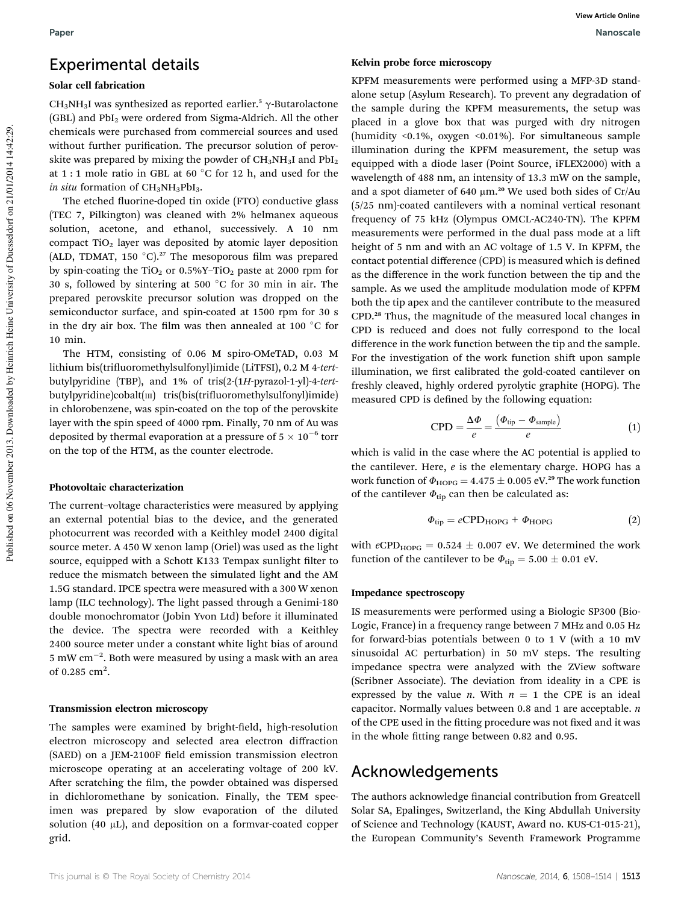## Experimental details

### Solar cell fabrication

$CH_3NH_3I$ was synthesized as reported earlier.[5] γ-Butarolactone (GBL) and $PbI_2$ were ordered from Sigma-Aldrich. All the other chemicals were purchased from commercial sources and used without further purification. The precursor solution of perovskite was prepared by mixing the powder of $CH_3NH_3I$ and $PbI_2$ at 1 : 1 mole ratio in GBL at 60 °C for 12 h, and used for the *in situ* formation of $CH_3NH_3PbI_3$.

The etched fluorine-doped tin oxide (FTO) conductive glass (TEC 7, Pilkington) was cleaned with 2% helmanex aqueous solution, acetone, and ethanol, successively. A 10 nm compact $TiO_2$ layer was deposited by atomic layer deposition (ALD, TDMAT, 150 °C).[27] The mesoporous film was prepared by spin-coating the $TiO_2$ or 0.5%Y–$TiO_2$ paste at 2000 rpm for 30 s, followed by sintering at 500 °C for 30 min in air. The prepared perovskite precursor solution was dropped on the semiconductor surface, and spin-coated at 1500 rpm for 30 s in the dry air box. The film was then annealed at 100 °C for 10 min.

The HTM, consisting of 0.06 M spiro-OMeTAD, 0.03 M lithium bis(trifluoromethylsulfonyl)imide (LiTFSI), 0.2 M 4-*tert*-butylpyridine (TBP), and 1% of tris(2-(1*H*-pyrazol-1-yl)-4-*tert*-butylpyridine)cobalt(III) tris(bis(trifluoromethylsulfonyl)imide) in chlorobenzene, was spin-coated on the top of the perovskite layer with the spin speed of 4000 rpm. Finally, 70 nm of Au was deposited by thermal evaporation at a pressure of $5 \times 10^{-6}$ torr on the top of the HTM, as the counter electrode.

### Photovoltaic characterization

The current–voltage characteristics were measured by applying an external potential bias to the device, and the generated photocurrent was recorded with a Keithley model 2400 digital source meter. A 450 W xenon lamp (Oriel) was used as the light source, equipped with a Schott K133 Tempax sunlight filter to reduce the mismatch between the simulated light and the AM 1.5G standard. IPCE spectra were measured with a 300 W xenon lamp (ILC technology). The light passed through a Genimi-180 double monochromator (Jobin Yvon Ltd) before it illuminated the device. The spectra were recorded with a Keithley 2400 source meter under a constant white light bias of around 5 mW $cm^{-2}$. Both were measured by using a mask with an area of 0.285 $cm^2$.

### Transmission electron microscopy

The samples were examined by bright-field, high-resolution electron microscopy and selected area electron diffraction (SAED) on a JEM-2100F field emission transmission electron microscope operating at an accelerating voltage of 200 kV. After scratching the film, the powder obtained was dispersed in dichloromethane by sonication. Finally, the TEM specimen was prepared by slow evaporation of the diluted solution (40 μL), and deposition on a formvar-coated copper grid.

### Kelvin probe force microscopy

KPFM measurements were performed using a MFP-3D standalone setup (Asylum Research). To prevent any degradation of the sample during the KPFM measurements, the setup was placed in a glove box that was purged with dry nitrogen (humidity <0.1%, oxygen <0.01%). For simultaneous sample illumination during the KPFM measurement, the setup was equipped with a diode laser (Point Source, iFLEX2000) with a wavelength of 488 nm, an intensity of 13.3 mW on the sample, and a spot diameter of 640 μm.[20] We used both sides of Cr/Au (5/25 nm)-coated cantilevers with a nominal vertical resonant frequency of 75 kHz (Olympus OMCL-AC240-TN). The KPFM measurements were performed in the dual pass mode at a lift height of 5 nm and with an AC voltage of 1.5 V. In KPFM, the contact potential difference (CPD) is measured which is defined as the difference in the work function between the tip and the sample. As we used the amplitude modulation mode of KPFM both the tip apex and the cantilever contribute to the measured CPD.[28] Thus, the magnitude of the measured local changes in CPD is reduced and does not fully correspond to the local difference in the work function between the tip and the sample. For the investigation of the work function shift upon sample illumination, we first calibrated the gold-coated cantilever on freshly cleaved, highly ordered pyrolytic graphite (HOPG). The measured CPD is defined by the following equation:

$$\mathrm{CPD} = \frac{\Delta\Phi}{e} = \frac{(\Phi_{\mathrm{tip}} - \Phi_{\mathrm{sample}})}{e} \tag{1}$$

which is valid in the case where the AC potential is applied to the cantilever. Here, $e$ is the elementary charge. HOPG has a work function of $\Phi_{\mathrm{HOPG}} = 4.475 \pm 0.005$ eV.[29] The work function of the cantilever $\Phi_{\mathrm{tip}}$ can then be calculated as:

$$\Phi_{\mathrm{tip}} = e\mathrm{CPD}_{\mathrm{HOPG}} + \Phi_{\mathrm{HOPG}} \tag{2}$$

with $e\mathrm{CPD}_{\mathrm{HOPG}} = 0.524 \pm 0.007$ eV. We determined the work function of the cantilever to be $\Phi_{\mathrm{tip}} = 5.00 \pm 0.01$ eV.

### Impedance spectroscopy

IS measurements were performed using a Biologic SP300 (Bio-Logic, France) in a frequency range between 7 MHz and 0.05 Hz for forward-bias potentials between 0 to 1 V (with a 10 mV sinusoidal AC perturbation) in 50 mV steps. The resulting impedance spectra were analyzed with the ZView software (Scribner Associate). The deviation from ideality in a CPE is expressed by the value $n$. With $n = 1$ the CPE is an ideal capacitor. Normally values between 0.8 and 1 are acceptable. $n$ of the CPE used in the fitting procedure was not fixed and it was in the whole fitting range between 0.82 and 0.95.

## Acknowledgements

The authors acknowledge financial contribution from Greatcell Solar SA, Epalinges, Switzerland, the King Abdullah University of Science and Technology (KAUST, Award no. KUS-C1-015-21), the European Community's Seventh Framework Programme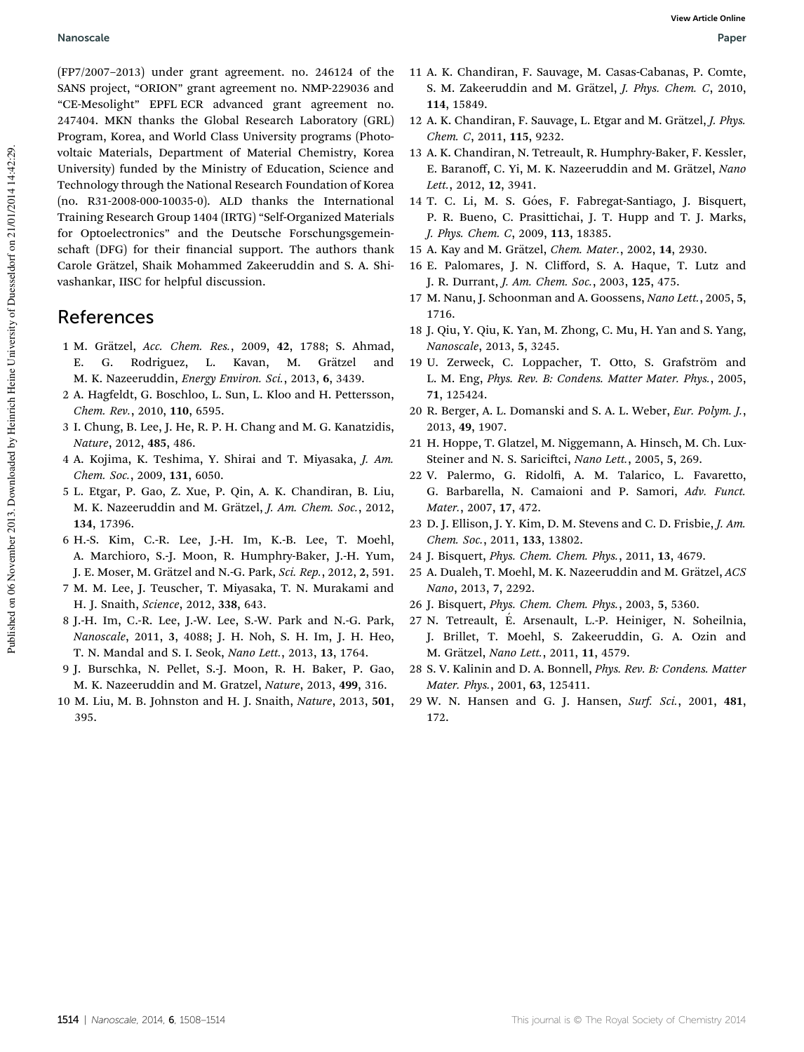(FP7/2007–2013) under grant agreement. no. 246124 of the SANS project, "ORION" grant agreement no. NMP-229036 and "CE-Mesolight" EPFL ECR advanced grant agreement no. 247404. MKN thanks the Global Research Laboratory (GRL) Program, Korea, and World Class University programs (Photovoltaic Materials, Department of Material Chemistry, Korea University) funded by the Ministry of Education, Science and Technology through the National Research Foundation of Korea (no. R31-2008-000-10035-0). ALD thanks the International Training Research Group 1404 (IRTG) "Self-Organized Materials for Optoelectronics" and the Deutsche Forschungsgemeinschaft (DFG) for their financial support. The authors thank Carole Grätzel, Shaik Mohammed Zakeeruddin and S. A. Shivashankar, IISC for helpful discussion.

## References

1 M. Grätzel, *Acc. Chem. Res.*, 2009, **42**, 1788; S. Ahmad, E. G. Rodriguez, L. Kavan, M. Grätzel and M. K. Nazeeruddin, *Energy Environ. Sci.*, 2013, **6**, 3439.

2 A. Hagfeldt, G. Boschloo, L. Sun, L. Kloo and H. Pettersson, *Chem. Rev.*, 2010, **110**, 6595.

3 I. Chung, B. Lee, J. He, R. P. H. Chang and M. G. Kanatzidis, *Nature*, 2012, **485**, 486.

4 A. Kojima, K. Teshima, Y. Shirai and T. Miyasaka, *J. Am. Chem. Soc.*, 2009, **131**, 6050.

5 L. Etgar, P. Gao, Z. Xue, P. Qin, A. K. Chandiran, B. Liu, M. K. Nazeeruddin and M. Grätzel, *J. Am. Chem. Soc.*, 2012, **134**, 17396.

6 H.-S. Kim, C.-R. Lee, J.-H. Im, K.-B. Lee, T. Moehl, A. Marchioro, S.-J. Moon, R. Humphry-Baker, J.-H. Yum, J. E. Moser, M. Grätzel and N.-G. Park, *Sci. Rep.*, 2012, **2**, 591.

7 M. M. Lee, J. Teuscher, T. Miyasaka, T. N. Murakami and H. J. Snaith, *Science*, 2012, **338**, 643.

8 J.-H. Im, C.-R. Lee, J.-W. Lee, S.-W. Park and N.-G. Park, *Nanoscale*, 2011, **3**, 4088; J. H. Noh, S. H. Im, J. H. Heo, T. N. Mandal and S. I. Seok, *Nano Lett.*, 2013, **13**, 1764.

9 J. Burschka, N. Pellet, S.-J. Moon, R. H. Baker, P. Gao, M. K. Nazeeruddin and M. Gratzel, *Nature*, 2013, **499**, 316.

10 M. Liu, M. B. Johnston and H. J. Snaith, *Nature*, 2013, **501**, 395.

11 A. K. Chandiran, F. Sauvage, M. Casas-Cabanas, P. Comte, S. M. Zakeeruddin and M. Grätzel, *J. Phys. Chem. C*, 2010, **114**, 15849.

12 A. K. Chandiran, F. Sauvage, L. Etgar and M. Grätzel, *J. Phys. Chem. C*, 2011, **115**, 9232.

13 A. K. Chandiran, N. Tetreault, R. Humphry-Baker, F. Kessler, E. Baranoff, C. Yi, M. K. Nazeeruddin and M. Grätzel, *Nano Lett.*, 2012, **12**, 3941.

14 T. C. Li, M. S. Góes, F. Fabregat-Santiago, J. Bisquert, P. R. Bueno, C. Prasittichai, J. T. Hupp and T. J. Marks, *J. Phys. Chem. C*, 2009, **113**, 18385.

15 A. Kay and M. Grätzel, *Chem. Mater.*, 2002, **14**, 2930.

16 E. Palomares, J. N. Clifford, S. A. Haque, T. Lutz and J. R. Durrant, *J. Am. Chem. Soc.*, 2003, **125**, 475.

17 M. Nanu, J. Schoonman and A. Goossens, *Nano Lett.*, 2005, **5**, 1716.

18 J. Qiu, Y. Qiu, K. Yan, M. Zhong, C. Mu, H. Yan and S. Yang, *Nanoscale*, 2013, **5**, 3245.

19 U. Zerweck, C. Loppacher, T. Otto, S. Grafström and L. M. Eng, *Phys. Rev. B: Condens. Matter Mater. Phys.*, 2005, **71**, 125424.

20 R. Berger, A. L. Domanski and S. A. L. Weber, *Eur. Polym. J.*, 2013, **49**, 1907.

21 H. Hoppe, T. Glatzel, M. Niggemann, A. Hinsch, M. Ch. Lux-Steiner and N. S. Sariciftci, *Nano Lett.*, 2005, **5**, 269.

22 V. Palermo, G. Ridolfi, A. M. Talarico, L. Favaretto, G. Barbarella, N. Camaioni and P. Samori, *Adv. Funct. Mater.*, 2007, **17**, 472.

23 D. J. Ellison, J. Y. Kim, D. M. Stevens and C. D. Frisbie, *J. Am. Chem. Soc.*, 2011, **133**, 13802.

24 J. Bisquert, *Phys. Chem. Chem. Phys.*, 2011, **13**, 4679.

25 A. Dualeh, T. Moehl, M. K. Nazeeruddin and M. Grätzel, *ACS Nano*, 2013, **7**, 2292.

26 J. Bisquert, *Phys. Chem. Chem. Phys.*, 2003, **5**, 5360.

27 N. Tetreault, É. Arsenault, L.-P. Heiniger, N. Soheilnia, J. Brillet, T. Moehl, S. Zakeeruddin, G. A. Ozin and M. Grätzel, *Nano Lett.*, 2011, **11**, 4579.

28 S. V. Kalinin and D. A. Bonnell, *Phys. Rev. B: Condens. Matter Mater. Phys.*, 2001, **63**, 125411.

29 W. N. Hansen and G. J. Hansen, *Surf. Sci.*, 2001, **481**, 172.